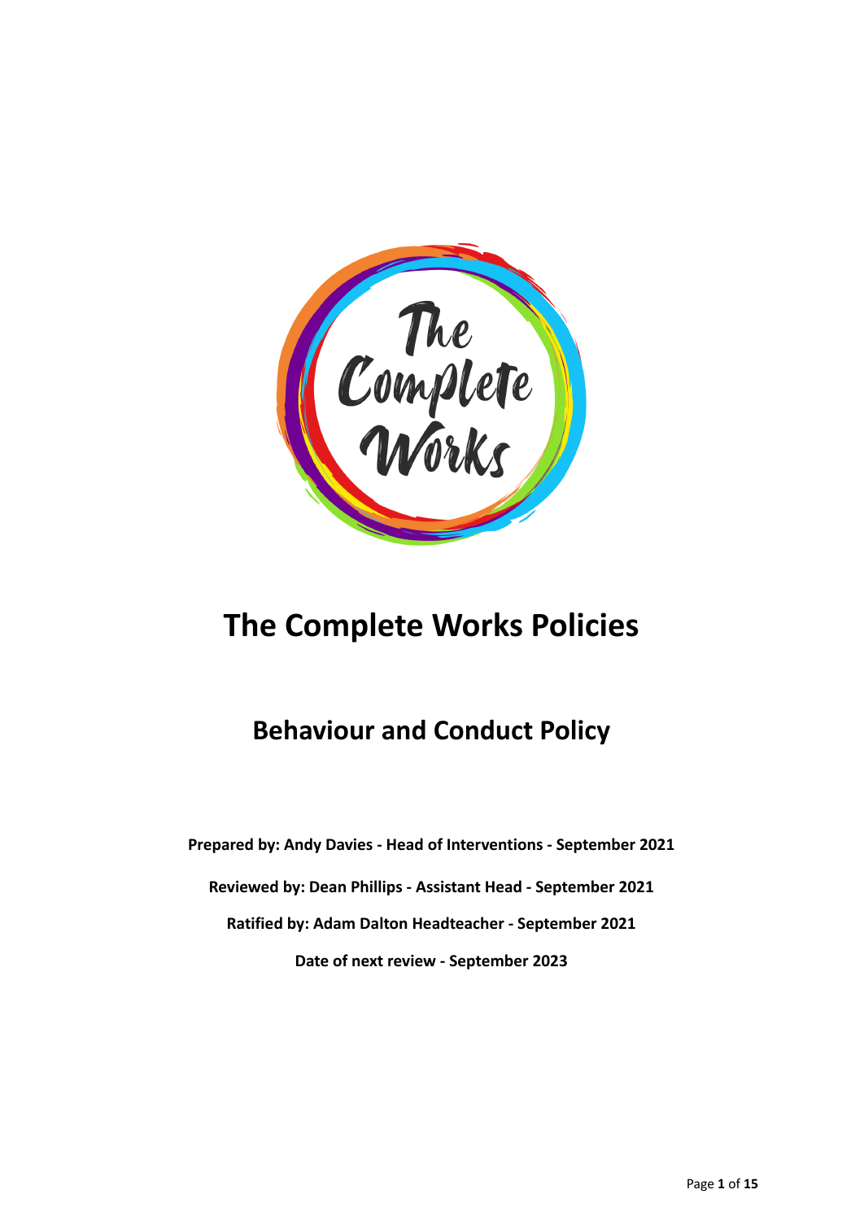# The Complete Works Policies

## Behaviour and Conduct Policy

**Prepared by: Andy Davies - Head of Interventions - September 2021**

**Reviewed by: Dean Phillips - Assistant Head - September 2021**

**Ratified by: Adam Dalton Headteacher - September 2021**

**Date of next review - September 2023**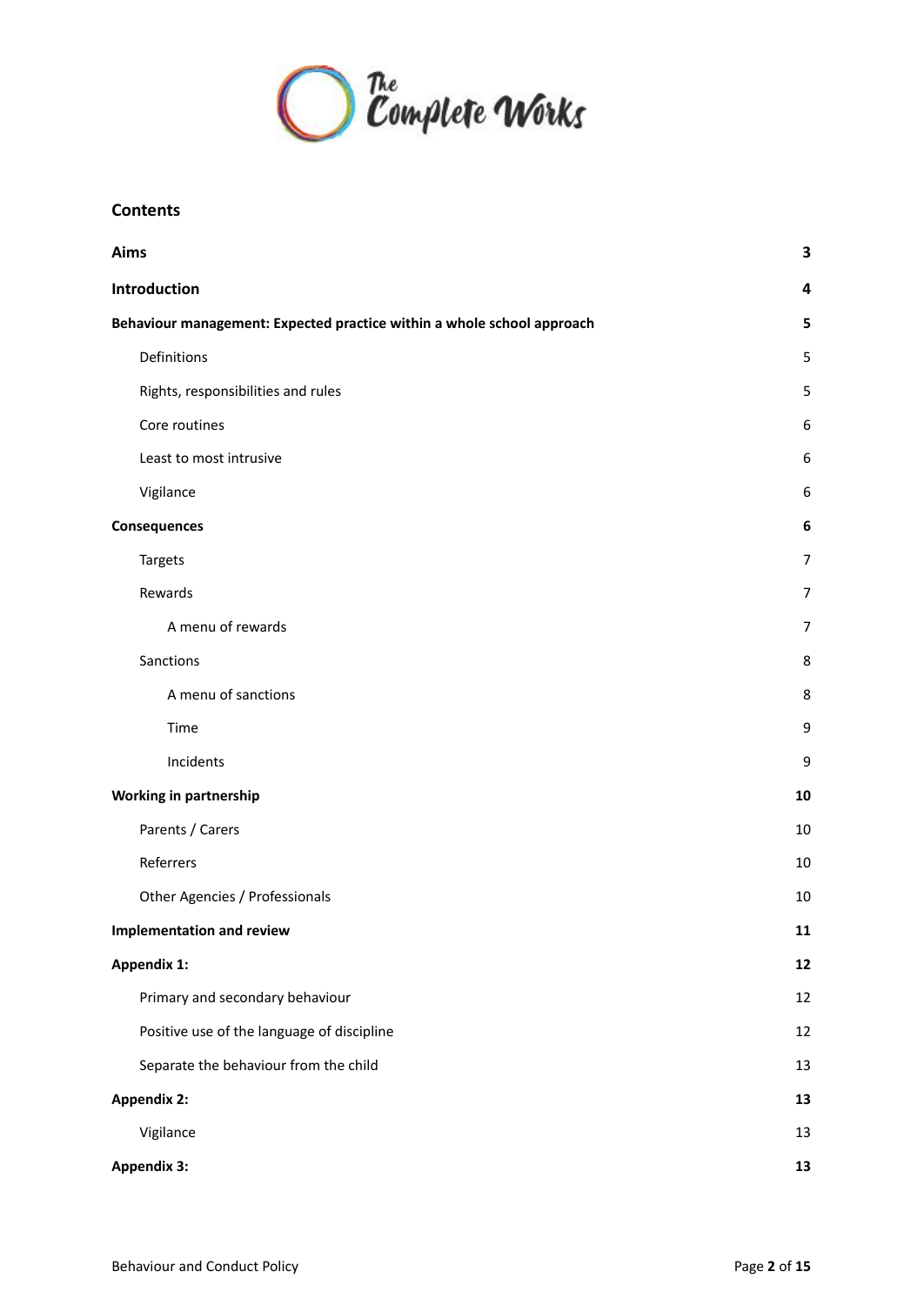## Contents

| | |
|---|---|
| **Aims** | **3** |
| **Introduction** | **4** |
| **Behaviour management: Expected practice within a whole school approach** | **5** |
| Definitions | 5 |
| Rights, responsibilities and rules | 5 |
| Core routines | 6 |
| Least to most intrusive | 6 |
| Vigilance | 6 |
| **Consequences** | **6** |
| Targets | 7 |
| Rewards | 7 |
| A menu of rewards | 7 |
| Sanctions | 8 |
| A menu of sanctions | 8 |
| Time | 9 |
| Incidents | 9 |
| **Working in partnership** | **10** |
| Parents / Carers | 10 |
| Referrers | 10 |
| Other Agencies / Professionals | 10 |
| **Implementation and review** | **11** |
| **Appendix 1:** | **12** |
| Primary and secondary behaviour | 12 |
| Positive use of the language of discipline | 12 |
| Separate the behaviour from the child | 13 |
| **Appendix 2:** | **13** |
| Vigilance | 13 |
| **Appendix 3:** | **13** |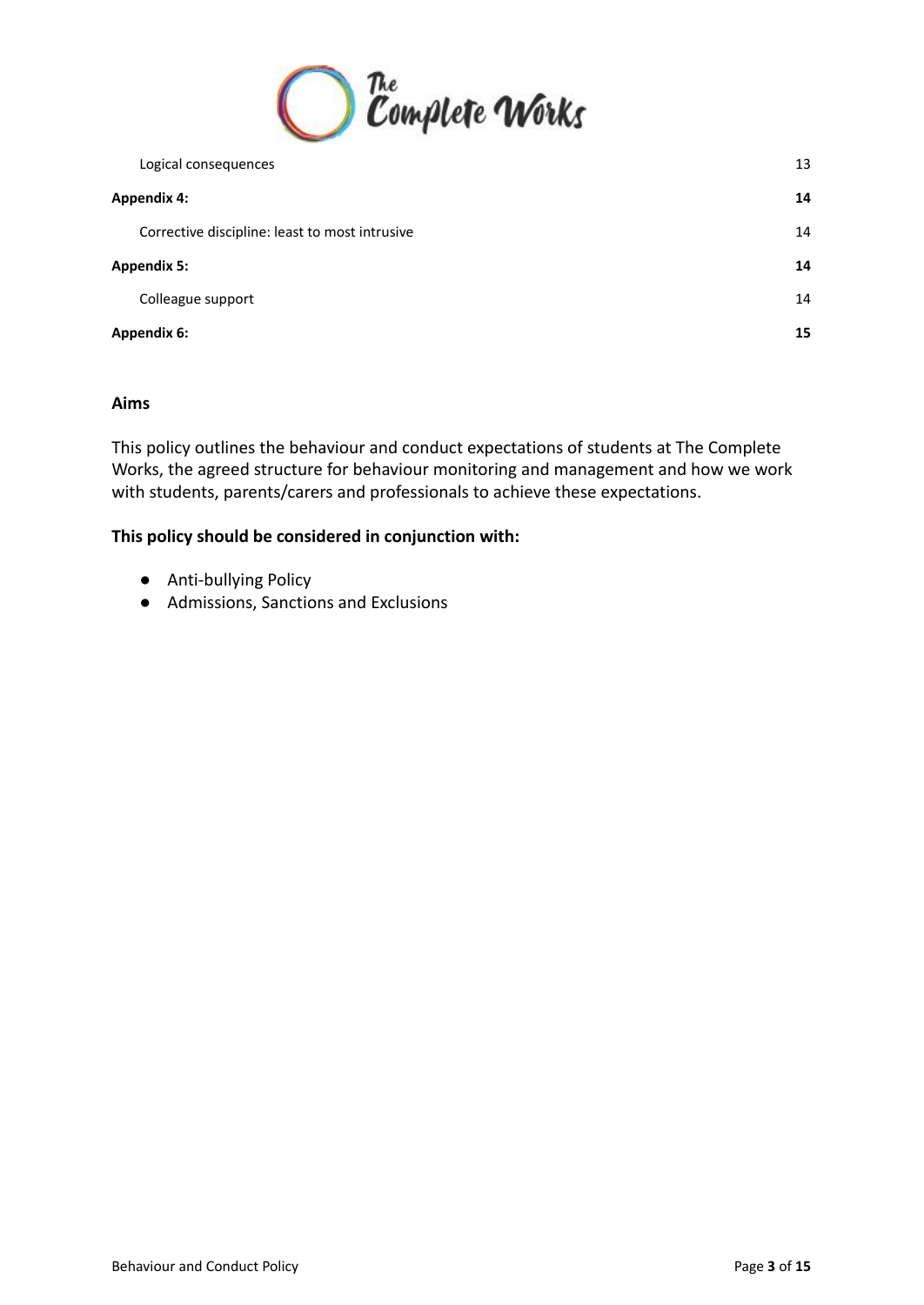Logical consequences 13

**Appendix 4:** **14**

Corrective discipline: least to most intrusive 14

**Appendix 5:** **14**

Colleague support 14

**Appendix 6:** **15**

## Aims

This policy outlines the behaviour and conduct expectations of students at The Complete Works, the agreed structure for behaviour monitoring and management and how we work with students, parents/carers and professionals to achieve these expectations.

**This policy should be considered in conjunction with:**

- Anti-bullying Policy
- Admissions, Sanctions and Exclusions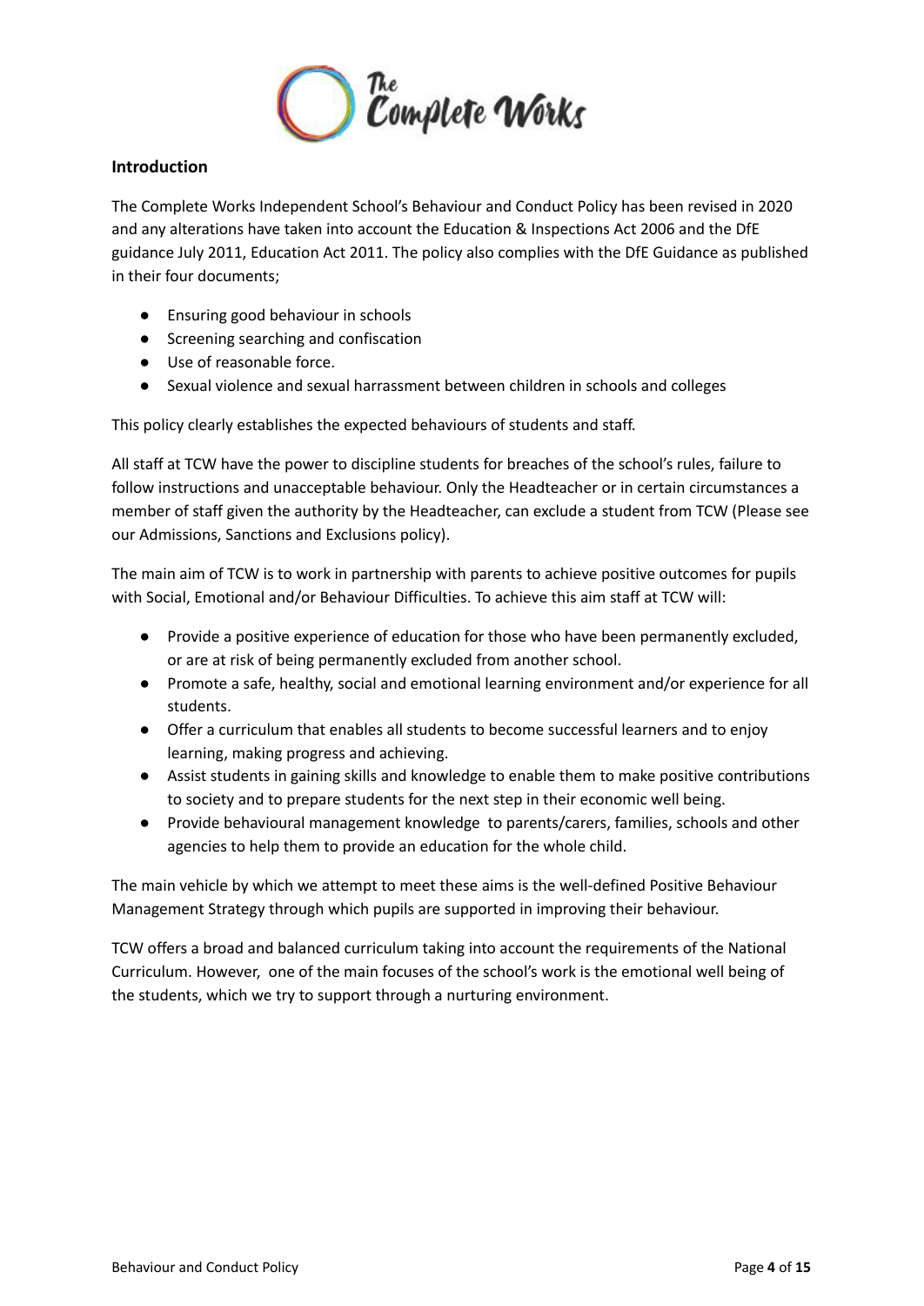## Introduction

The Complete Works Independent School's Behaviour and Conduct Policy has been revised in 2020 and any alterations have taken into account the Education & Inspections Act 2006 and the DfE guidance July 2011, Education Act 2011. The policy also complies with the DfE Guidance as published in their four documents;

- Ensuring good behaviour in schools
- Screening searching and confiscation
- Use of reasonable force.
- Sexual violence and sexual harrassment between children in schools and colleges

This policy clearly establishes the expected behaviours of students and staff.

All staff at TCW have the power to discipline students for breaches of the school's rules, failure to follow instructions and unacceptable behaviour. Only the Headteacher or in certain circumstances a member of staff given the authority by the Headteacher, can exclude a student from TCW (Please see our Admissions, Sanctions and Exclusions policy).

The main aim of TCW is to work in partnership with parents to achieve positive outcomes for pupils with Social, Emotional and/or Behaviour Difficulties. To achieve this aim staff at TCW will:

- Provide a positive experience of education for those who have been permanently excluded, or are at risk of being permanently excluded from another school.
- Promote a safe, healthy, social and emotional learning environment and/or experience for all students.
- Offer a curriculum that enables all students to become successful learners and to enjoy learning, making progress and achieving.
- Assist students in gaining skills and knowledge to enable them to make positive contributions to society and to prepare students for the next step in their economic well being.
- Provide behavioural management knowledge to parents/carers, families, schools and other agencies to help them to provide an education for the whole child.

The main vehicle by which we attempt to meet these aims is the well-defined Positive Behaviour Management Strategy through which pupils are supported in improving their behaviour.

TCW offers a broad and balanced curriculum taking into account the requirements of the National Curriculum. However, one of the main focuses of the school's work is the emotional well being of the students, which we try to support through a nurturing environment.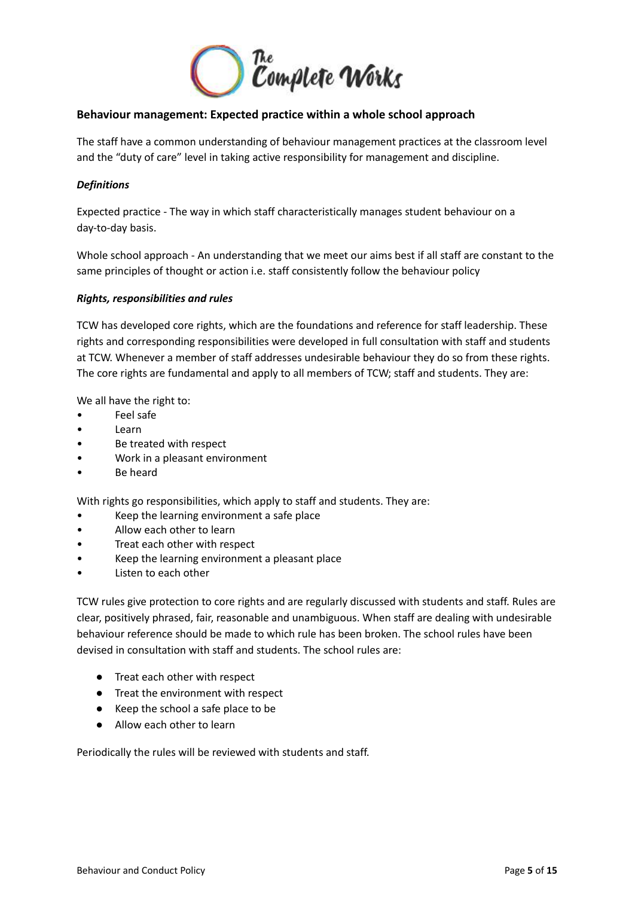## Behaviour management: Expected practice within a whole school approach

The staff have a common understanding of behaviour management practices at the classroom level and the "duty of care" level in taking active responsibility for management and discipline.

### *Definitions*

Expected practice - The way in which staff characteristically manages student behaviour on a day-to-day basis.

Whole school approach - An understanding that we meet our aims best if all staff are constant to the same principles of thought or action i.e. staff consistently follow the behaviour policy

### *Rights, responsibilities and rules*

TCW has developed core rights, which are the foundations and reference for staff leadership. These rights and corresponding responsibilities were developed in full consultation with staff and students at TCW. Whenever a member of staff addresses undesirable behaviour they do so from these rights. The core rights are fundamental and apply to all members of TCW; staff and students. They are:

We all have the right to:

- Feel safe
- Learn
- Be treated with respect
- Work in a pleasant environment
- Be heard

With rights go responsibilities, which apply to staff and students. They are:

- Keep the learning environment a safe place
- Allow each other to learn
- Treat each other with respect
- Keep the learning environment a pleasant place
- Listen to each other

TCW rules give protection to core rights and are regularly discussed with students and staff. Rules are clear, positively phrased, fair, reasonable and unambiguous. When staff are dealing with undesirable behaviour reference should be made to which rule has been broken. The school rules have been devised in consultation with staff and students. The school rules are:

- Treat each other with respect
- Treat the environment with respect
- Keep the school a safe place to be
- Allow each other to learn

Periodically the rules will be reviewed with students and staff.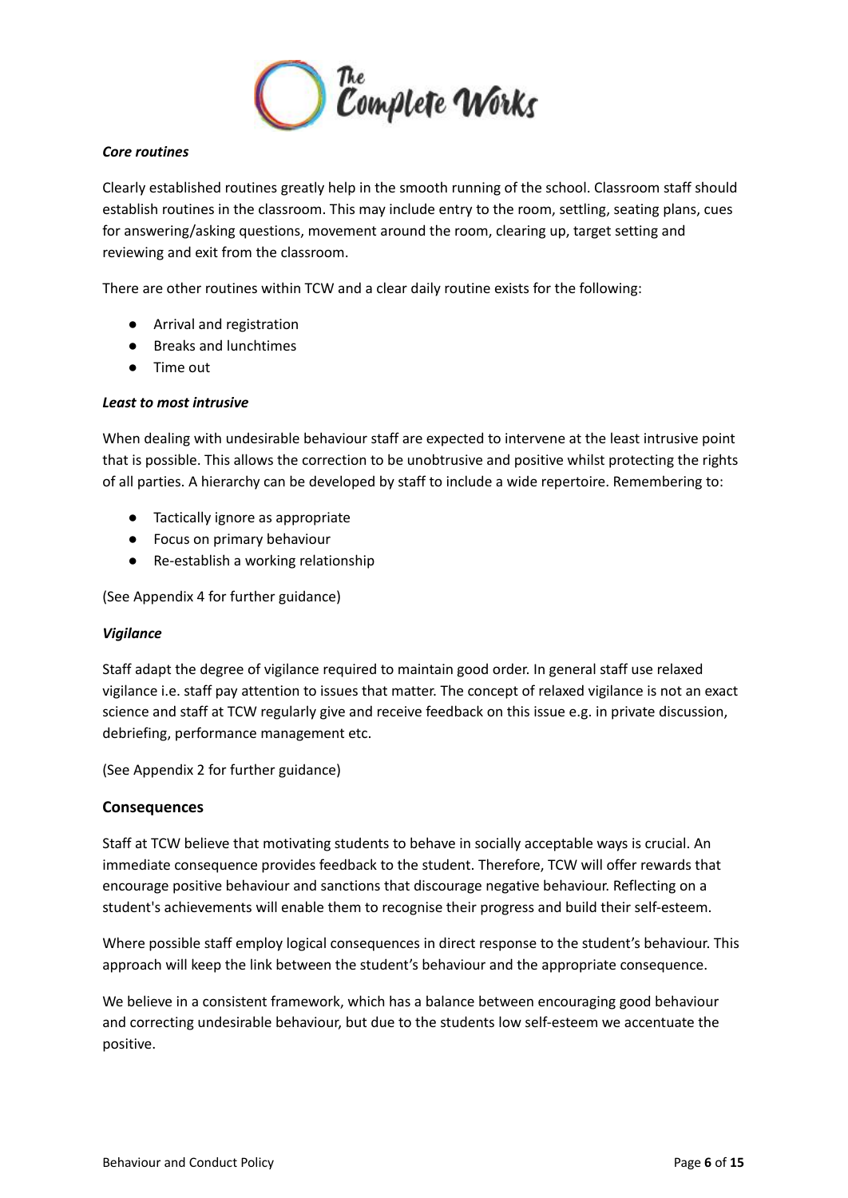***Core routines***

Clearly established routines greatly help in the smooth running of the school. Classroom staff should establish routines in the classroom. This may include entry to the room, settling, seating plans, cues for answering/asking questions, movement around the room, clearing up, target setting and reviewing and exit from the classroom.

There are other routines within TCW and a clear daily routine exists for the following:

- Arrival and registration
- Breaks and lunchtimes
- Time out

***Least to most intrusive***

When dealing with undesirable behaviour staff are expected to intervene at the least intrusive point that is possible. This allows the correction to be unobtrusive and positive whilst protecting the rights of all parties. A hierarchy can be developed by staff to include a wide repertoire. Remembering to:

- Tactically ignore as appropriate
- Focus on primary behaviour
- Re-establish a working relationship

(See Appendix 4 for further guidance)

***Vigilance***

Staff adapt the degree of vigilance required to maintain good order. In general staff use relaxed vigilance i.e. staff pay attention to issues that matter. The concept of relaxed vigilance is not an exact science and staff at TCW regularly give and receive feedback on this issue e.g. in private discussion, debriefing, performance management etc.

(See Appendix 2 for further guidance)

### Consequences

Staff at TCW believe that motivating students to behave in socially acceptable ways is crucial. An immediate consequence provides feedback to the student. Therefore, TCW will offer rewards that encourage positive behaviour and sanctions that discourage negative behaviour. Reflecting on a student's achievements will enable them to recognise their progress and build their self-esteem.

Where possible staff employ logical consequences in direct response to the student's behaviour. This approach will keep the link between the student's behaviour and the appropriate consequence.

We believe in a consistent framework, which has a balance between encouraging good behaviour and correcting undesirable behaviour, but due to the students low self-esteem we accentuate the positive.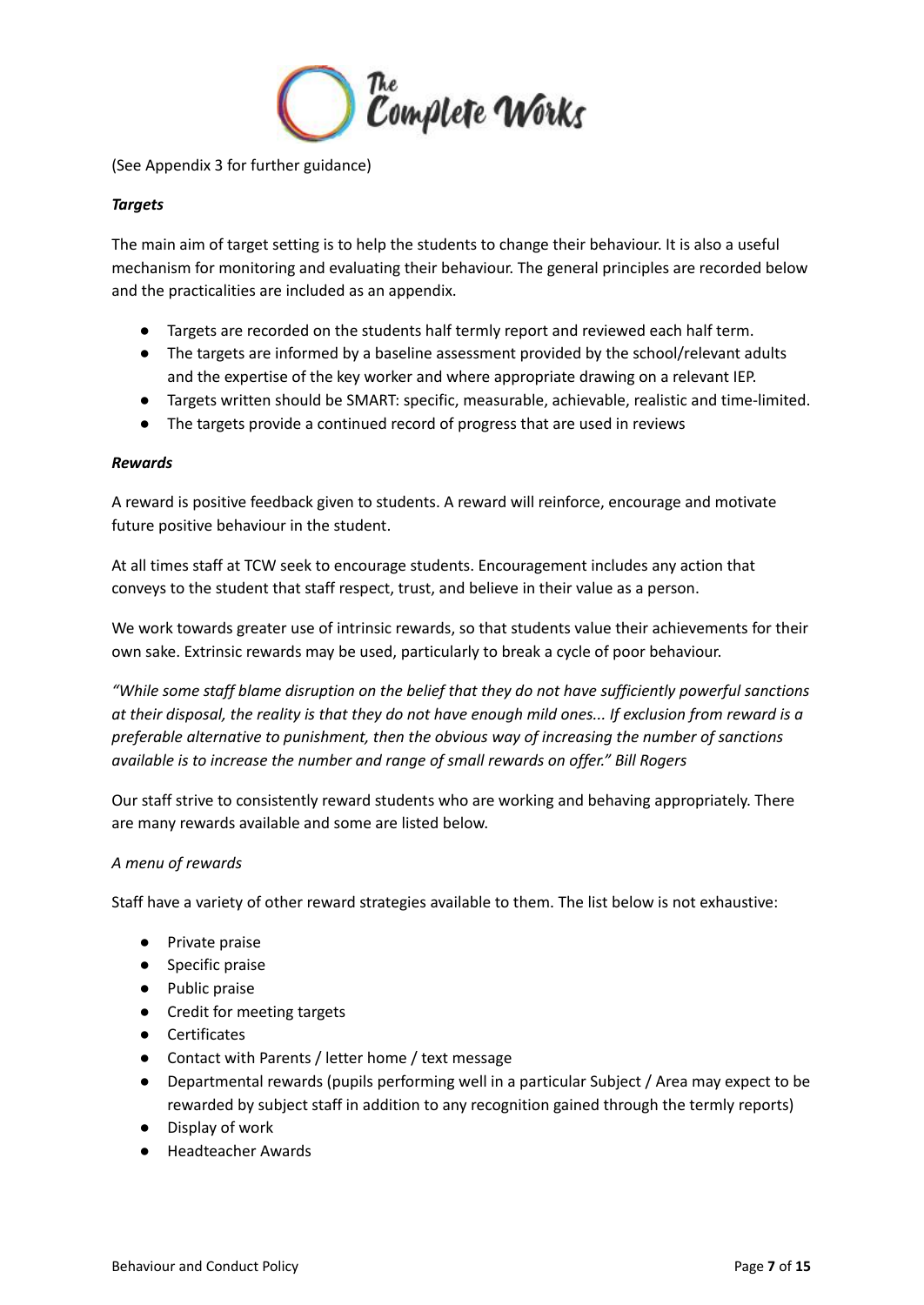(See Appendix 3 for further guidance)

***Targets***

The main aim of target setting is to help the students to change their behaviour. It is also a useful mechanism for monitoring and evaluating their behaviour. The general principles are recorded below and the practicalities are included as an appendix.

- Targets are recorded on the students half termly report and reviewed each half term.
- The targets are informed by a baseline assessment provided by the school/relevant adults and the expertise of the key worker and where appropriate drawing on a relevant IEP.
- Targets written should be SMART: specific, measurable, achievable, realistic and time-limited.
- The targets provide a continued record of progress that are used in reviews

***Rewards***

A reward is positive feedback given to students. A reward will reinforce, encourage and motivate future positive behaviour in the student.

At all times staff at TCW seek to encourage students. Encouragement includes any action that conveys to the student that staff respect, trust, and believe in their value as a person.

We work towards greater use of intrinsic rewards, so that students value their achievements for their own sake. Extrinsic rewards may be used, particularly to break a cycle of poor behaviour.

*"While some staff blame disruption on the belief that they do not have sufficiently powerful sanctions at their disposal, the reality is that they do not have enough mild ones... If exclusion from reward is a preferable alternative to punishment, then the obvious way of increasing the number of sanctions available is to increase the number and range of small rewards on offer." Bill Rogers*

Our staff strive to consistently reward students who are working and behaving appropriately. There are many rewards available and some are listed below.

*A menu of rewards*

Staff have a variety of other reward strategies available to them. The list below is not exhaustive:

- Private praise
- Specific praise
- Public praise
- Credit for meeting targets
- Certificates
- Contact with Parents / letter home / text message
- Departmental rewards (pupils performing well in a particular Subject / Area may expect to be rewarded by subject staff in addition to any recognition gained through the termly reports)
- Display of work
- Headteacher Awards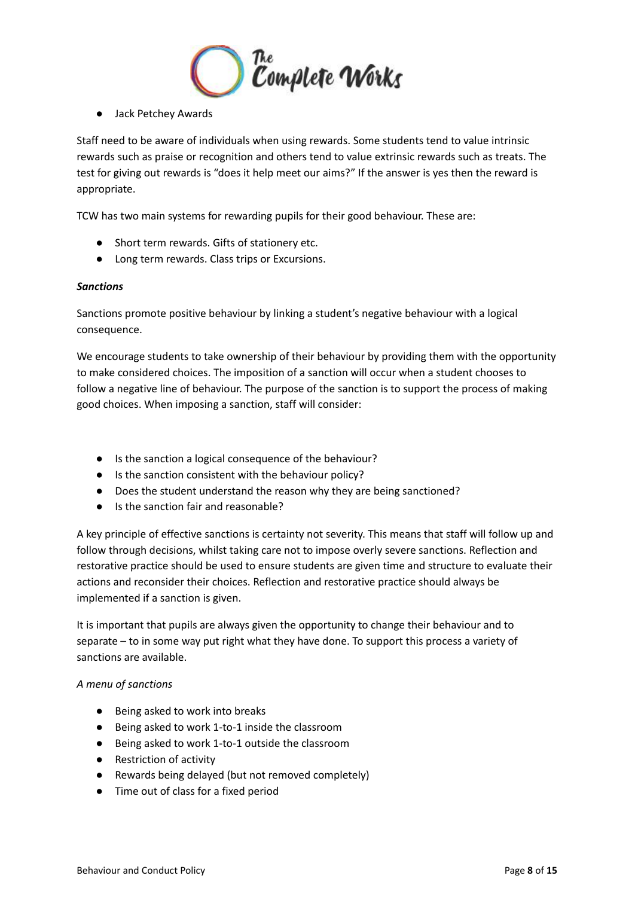- Jack Petchey Awards

Staff need to be aware of individuals when using rewards. Some students tend to value intrinsic rewards such as praise or recognition and others tend to value extrinsic rewards such as treats. The test for giving out rewards is "does it help meet our aims?" If the answer is yes then the reward is appropriate.

TCW has two main systems for rewarding pupils for their good behaviour. These are:

- Short term rewards. Gifts of stationery etc.
- Long term rewards. Class trips or Excursions.

***Sanctions***

Sanctions promote positive behaviour by linking a student's negative behaviour with a logical consequence.

We encourage students to take ownership of their behaviour by providing them with the opportunity to make considered choices. The imposition of a sanction will occur when a student chooses to follow a negative line of behaviour. The purpose of the sanction is to support the process of making good choices. When imposing a sanction, staff will consider:

- Is the sanction a logical consequence of the behaviour?
- Is the sanction consistent with the behaviour policy?
- Does the student understand the reason why they are being sanctioned?
- Is the sanction fair and reasonable?

A key principle of effective sanctions is certainty not severity. This means that staff will follow up and follow through decisions, whilst taking care not to impose overly severe sanctions. Reflection and restorative practice should be used to ensure students are given time and structure to evaluate their actions and reconsider their choices. Reflection and restorative practice should always be implemented if a sanction is given.

It is important that pupils are always given the opportunity to change their behaviour and to separate – to in some way put right what they have done. To support this process a variety of sanctions are available.

*A menu of sanctions*

- Being asked to work into breaks
- Being asked to work 1-to-1 inside the classroom
- Being asked to work 1-to-1 outside the classroom
- Restriction of activity
- Rewards being delayed (but not removed completely)
- Time out of class for a fixed period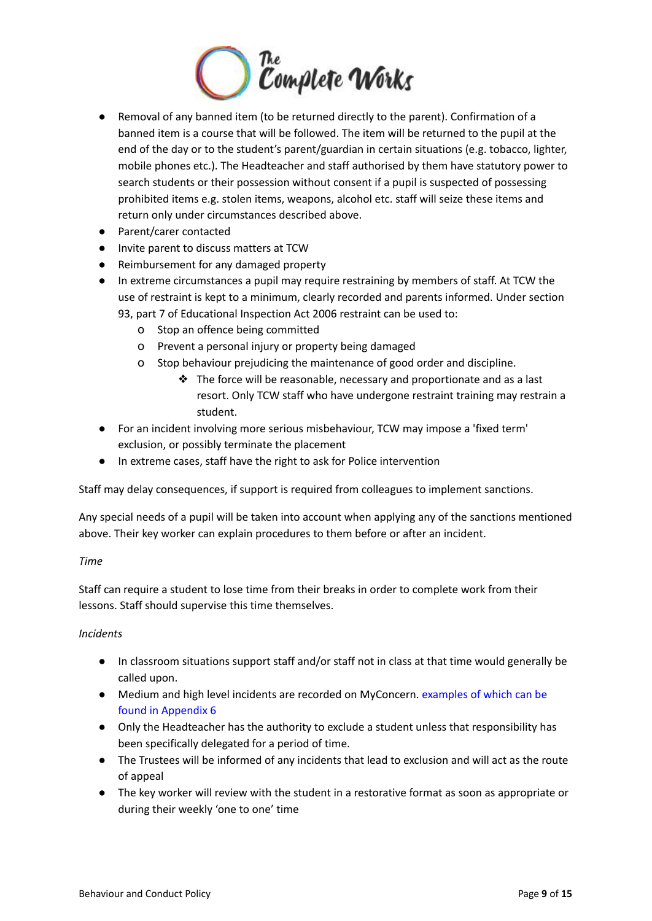- Removal of any banned item (to be returned directly to the parent). Confirmation of a banned item is a course that will be followed. The item will be returned to the pupil at the end of the day or to the student's parent/guardian in certain situations (e.g. tobacco, lighter, mobile phones etc.). The Headteacher and staff authorised by them have statutory power to search students or their possession without consent if a pupil is suspected of possessing prohibited items e.g. stolen items, weapons, alcohol etc. staff will seize these items and return only under circumstances described above.
- Parent/carer contacted
- Invite parent to discuss matters at TCW
- Reimbursement for any damaged property
- In extreme circumstances a pupil may require restraining by members of staff. At TCW the use of restraint is kept to a minimum, clearly recorded and parents informed. Under section 93, part 7 of Educational Inspection Act 2006 restraint can be used to:
    - Stop an offence being committed
    - Prevent a personal injury or property being damaged
    - Stop behaviour prejudicing the maintenance of good order and discipline.
        - The force will be reasonable, necessary and proportionate and as a last resort. Only TCW staff who have undergone restraint training may restrain a student.
- For an incident involving more serious misbehaviour, TCW may impose a 'fixed term' exclusion, or possibly terminate the placement
- In extreme cases, staff have the right to ask for Police intervention

Staff may delay consequences, if support is required from colleagues to implement sanctions.

Any special needs of a pupil will be taken into account when applying any of the sanctions mentioned above. Their key worker can explain procedures to them before or after an incident.

*Time*

Staff can require a student to lose time from their breaks in order to complete work from their lessons. Staff should supervise this time themselves.

*Incidents*

- In classroom situations support staff and/or staff not in class at that time would generally be called upon.
- Medium and high level incidents are recorded on MyConcern. examples of which can be found in Appendix 6
- Only the Headteacher has the authority to exclude a student unless that responsibility has been specifically delegated for a period of time.
- The Trustees will be informed of any incidents that lead to exclusion and will act as the route of appeal
- The key worker will review with the student in a restorative format as soon as appropriate or during their weekly 'one to one' time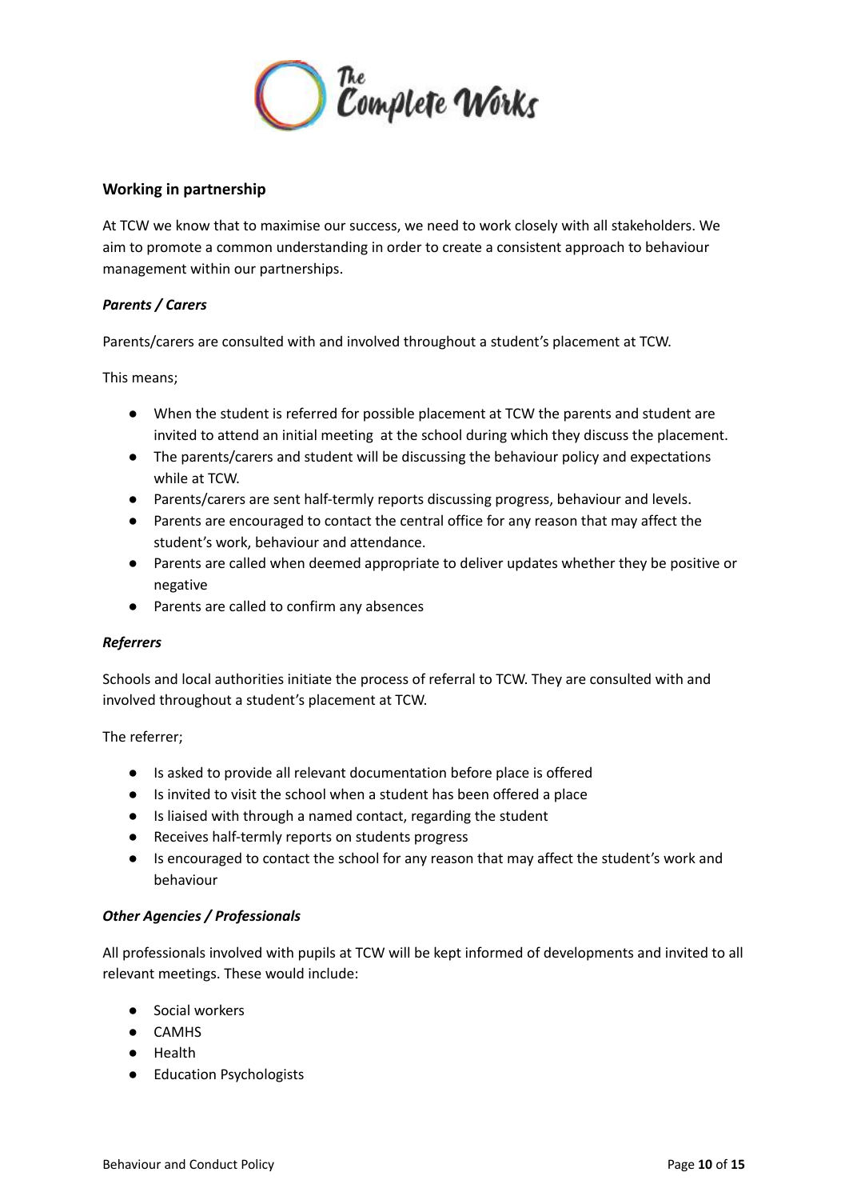## Working in partnership

At TCW we know that to maximise our success, we need to work closely with all stakeholders. We aim to promote a common understanding in order to create a consistent approach to behaviour management within our partnerships.

### *Parents / Carers*

Parents/carers are consulted with and involved throughout a student's placement at TCW.

This means;

- When the student is referred for possible placement at TCW the parents and student are invited to attend an initial meeting at the school during which they discuss the placement.
- The parents/carers and student will be discussing the behaviour policy and expectations while at TCW.
- Parents/carers are sent half-termly reports discussing progress, behaviour and levels.
- Parents are encouraged to contact the central office for any reason that may affect the student's work, behaviour and attendance.
- Parents are called when deemed appropriate to deliver updates whether they be positive or negative
- Parents are called to confirm any absences

### *Referrers*

Schools and local authorities initiate the process of referral to TCW. They are consulted with and involved throughout a student's placement at TCW.

The referrer;

- Is asked to provide all relevant documentation before place is offered
- Is invited to visit the school when a student has been offered a place
- Is liaised with through a named contact, regarding the student
- Receives half-termly reports on students progress
- Is encouraged to contact the school for any reason that may affect the student's work and behaviour

### *Other Agencies / Professionals*

All professionals involved with pupils at TCW will be kept informed of developments and invited to all relevant meetings. These would include:

- Social workers
- CAMHS
- Health
- Education Psychologists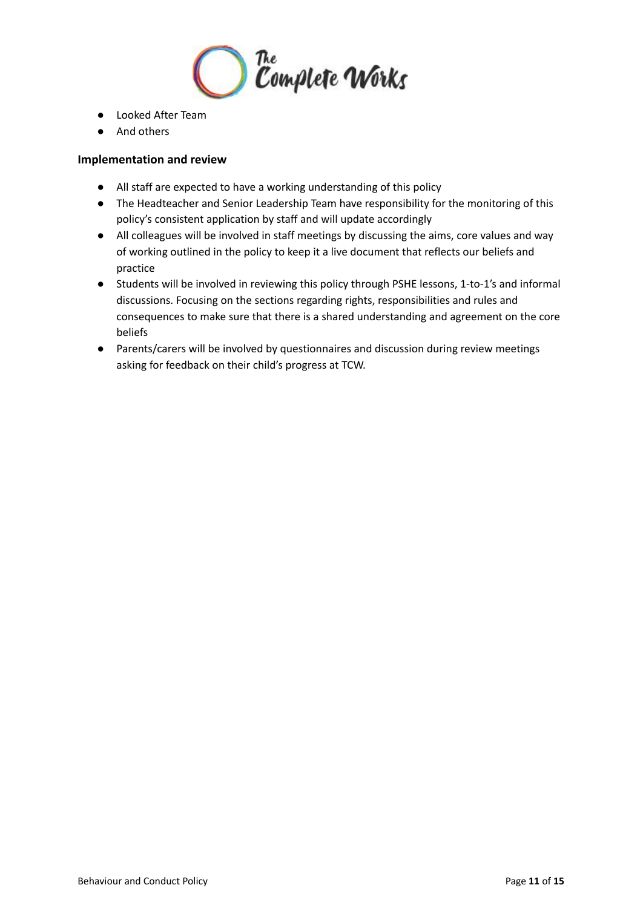- Looked After Team
- And others

**Implementation and review**

- All staff are expected to have a working understanding of this policy
- The Headteacher and Senior Leadership Team have responsibility for the monitoring of this policy's consistent application by staff and will update accordingly
- All colleagues will be involved in staff meetings by discussing the aims, core values and way of working outlined in the policy to keep it a live document that reflects our beliefs and practice
- Students will be involved in reviewing this policy through PSHE lessons, 1-to-1's and informal discussions. Focusing on the sections regarding rights, responsibilities and rules and consequences to make sure that there is a shared understanding and agreement on the core beliefs
- Parents/carers will be involved by questionnaires and discussion during review meetings asking for feedback on their child's progress at TCW.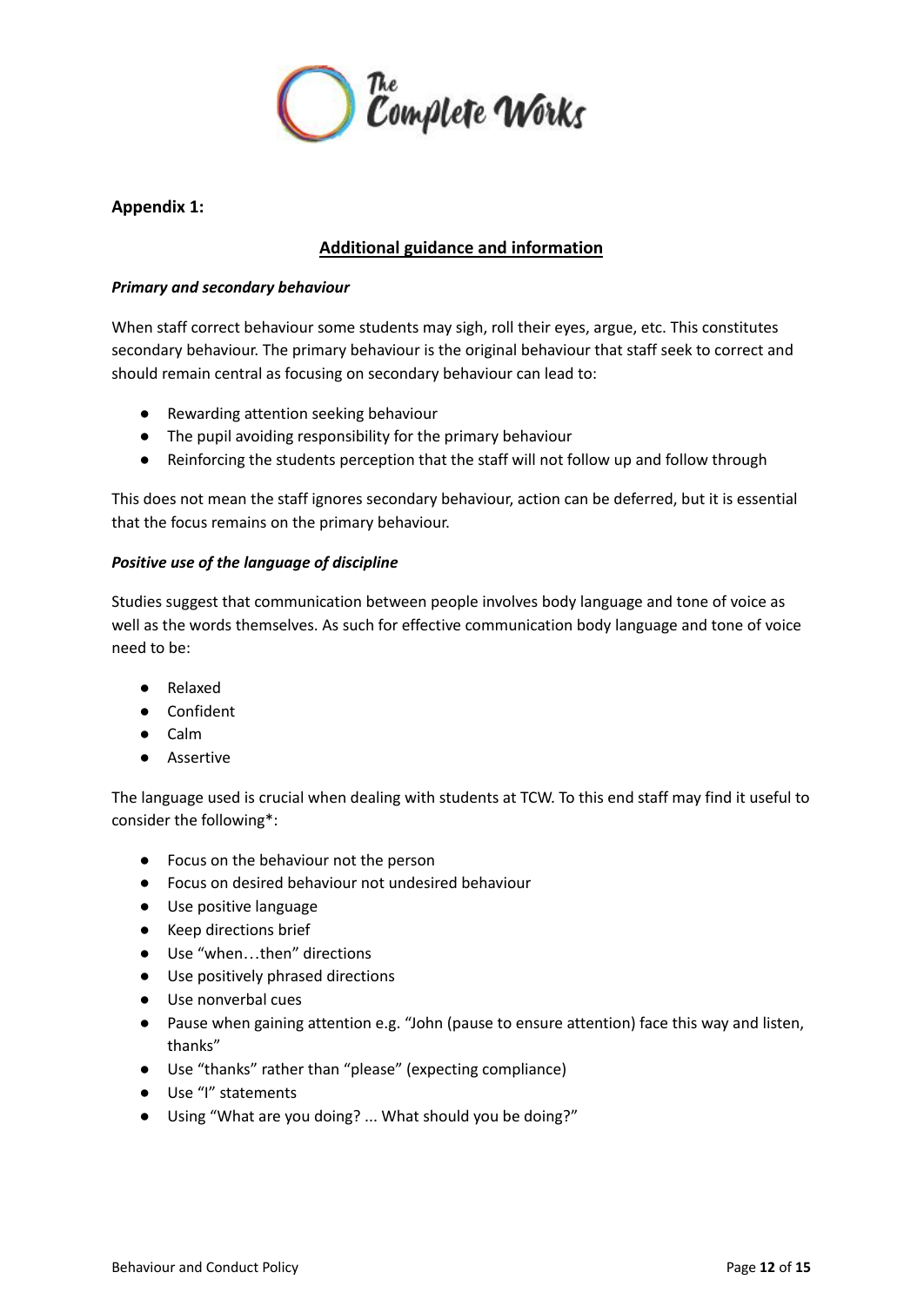**Appendix 1:**

## Additional guidance and information

***Primary and secondary behaviour***

When staff correct behaviour some students may sigh, roll their eyes, argue, etc. This constitutes secondary behaviour. The primary behaviour is the original behaviour that staff seek to correct and should remain central as focusing on secondary behaviour can lead to:

- Rewarding attention seeking behaviour
- The pupil avoiding responsibility for the primary behaviour
- Reinforcing the students perception that the staff will not follow up and follow through

This does not mean the staff ignores secondary behaviour, action can be deferred, but it is essential that the focus remains on the primary behaviour.

***Positive use of the language of discipline***

Studies suggest that communication between people involves body language and tone of voice as well as the words themselves. As such for effective communication body language and tone of voice need to be:

- Relaxed
- Confident
- Calm
- Assertive

The language used is crucial when dealing with students at TCW. To this end staff may find it useful to consider the following*:

- Focus on the behaviour not the person
- Focus on desired behaviour not undesired behaviour
- Use positive language
- Keep directions brief
- Use "when…then" directions
- Use positively phrased directions
- Use nonverbal cues
- Pause when gaining attention e.g. "John (pause to ensure attention) face this way and listen, thanks"
- Use "thanks" rather than "please" (expecting compliance)
- Use "I" statements
- Using "What are you doing? ... What should you be doing?"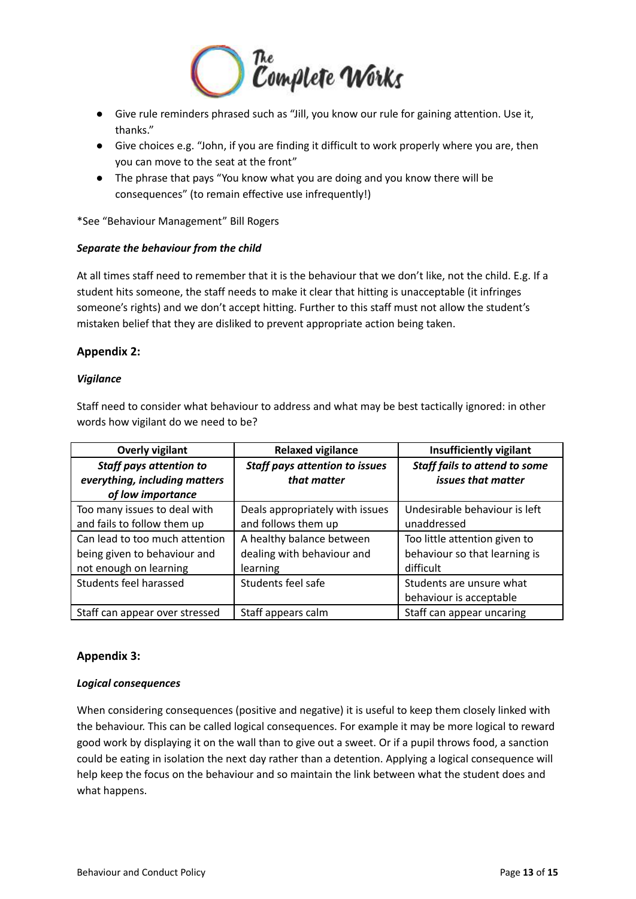- Give rule reminders phrased such as "Jill, you know our rule for gaining attention. Use it, thanks."
- Give choices e.g. "John, if you are finding it difficult to work properly where you are, then you can move to the seat at the front"
- The phrase that pays "You know what you are doing and you know there will be consequences" (to remain effective use infrequently!)

*See "Behaviour Management" Bill Rogers

***Separate the behaviour from the child***

At all times staff need to remember that it is the behaviour that we don't like, not the child. E.g. If a student hits someone, the staff needs to make it clear that hitting is unacceptable (it infringes someone's rights) and we don't accept hitting. Further to this staff must not allow the student's mistaken belief that they are disliked to prevent appropriate action being taken.

## Appendix 2:

***Vigilance***

Staff need to consider what behaviour to address and what may be best tactically ignored: in other words how vigilant do we need to be?

| Overly vigilant | Relaxed vigilance | Insufficiently vigilant |
|---|---|---|
| ***Staff pays attention to everything, including matters of low importance*** | ***Staff pays attention to issues that matter*** | ***Staff fails to attend to some issues that matter*** |
| Too many issues to deal with and fails to follow them up | Deals appropriately with issues and follows them up | Undesirable behaviour is left unaddressed |
| Can lead to too much attention being given to behaviour and not enough on learning | A healthy balance between dealing with behaviour and learning | Too little attention given to behaviour so that learning is difficult |
| Students feel harassed | Students feel safe | Students are unsure what behaviour is acceptable |
| Staff can appear over stressed | Staff appears calm | Staff can appear uncaring |

## Appendix 3:

***Logical consequences***

When considering consequences (positive and negative) it is useful to keep them closely linked with the behaviour. This can be called logical consequences. For example it may be more logical to reward good work by displaying it on the wall than to give out a sweet. Or if a pupil throws food, a sanction could be eating in isolation the next day rather than a detention. Applying a logical consequence will help keep the focus on the behaviour and so maintain the link between what the student does and what happens.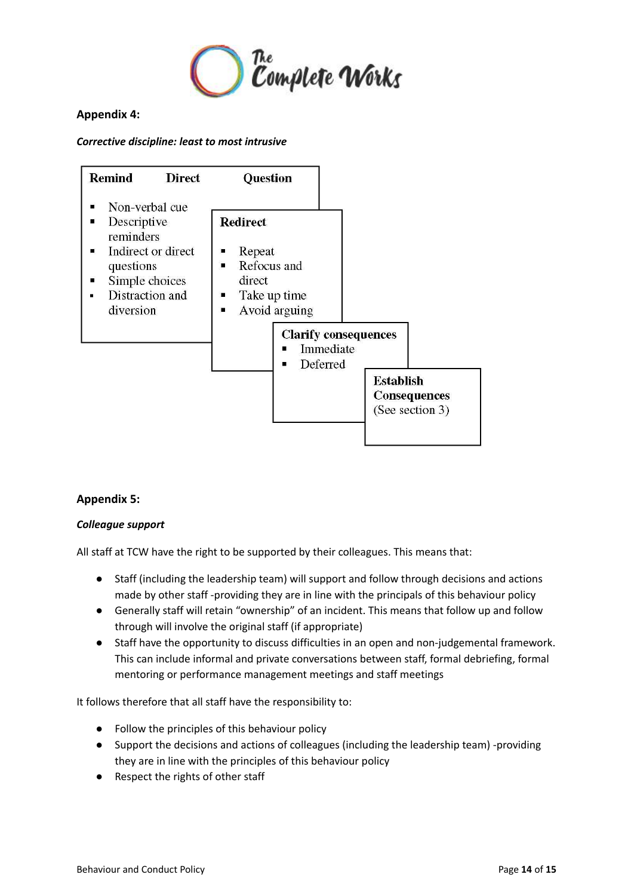## Appendix 4:

***Corrective discipline: least to most intrusive***

**Remind Direct Question**

- Non-verbal cue
- Descriptive reminders
- Indirect or direct questions
- Simple choices
- Distraction and diversion

**Redirect**

- Repeat
- Refocus and direct
- Take up time
- Avoid arguing

**Clarify consequences**

- Immediate
- Deferred

**Establish Consequences**
(See section 3)

## Appendix 5:

***Colleague support***

All staff at TCW have the right to be supported by their colleagues. This means that:

- Staff (including the leadership team) will support and follow through decisions and actions made by other staff -providing they are in line with the principals of this behaviour policy
- Generally staff will retain "ownership" of an incident. This means that follow up and follow through will involve the original staff (if appropriate)
- Staff have the opportunity to discuss difficulties in an open and non-judgemental framework. This can include informal and private conversations between staff, formal debriefing, formal mentoring or performance management meetings and staff meetings

It follows therefore that all staff have the responsibility to:

- Follow the principles of this behaviour policy
- Support the decisions and actions of colleagues (including the leadership team) -providing they are in line with the principles of this behaviour policy
- Respect the rights of other staff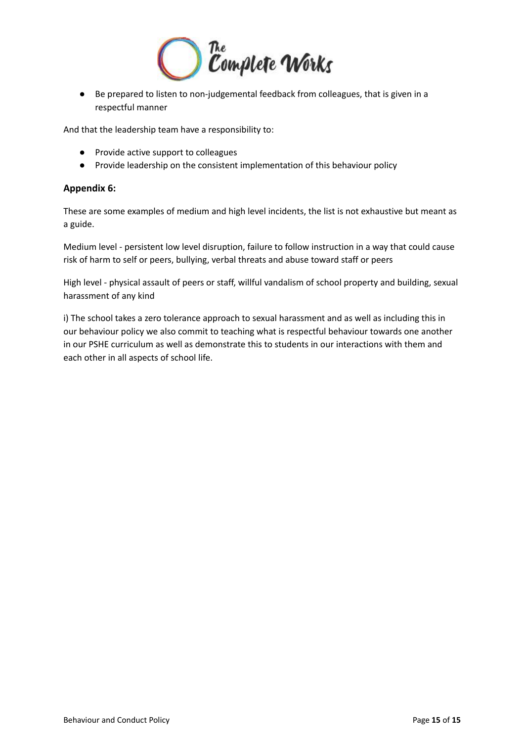- Be prepared to listen to non-judgemental feedback from colleagues, that is given in a respectful manner

And that the leadership team have a responsibility to:

- Provide active support to colleagues
- Provide leadership on the consistent implementation of this behaviour policy

**Appendix 6:**

These are some examples of medium and high level incidents, the list is not exhaustive but meant as a guide.

Medium level - persistent low level disruption, failure to follow instruction in a way that could cause risk of harm to self or peers, bullying, verbal threats and abuse toward staff or peers

High level - physical assault of peers or staff, willful vandalism of school property and building, sexual harassment of any kind

i) The school takes a zero tolerance approach to sexual harassment and as well as including this in our behaviour policy we also commit to teaching what is respectful behaviour towards one another in our PSHE curriculum as well as demonstrate this to students in our interactions with them and each other in all aspects of school life.